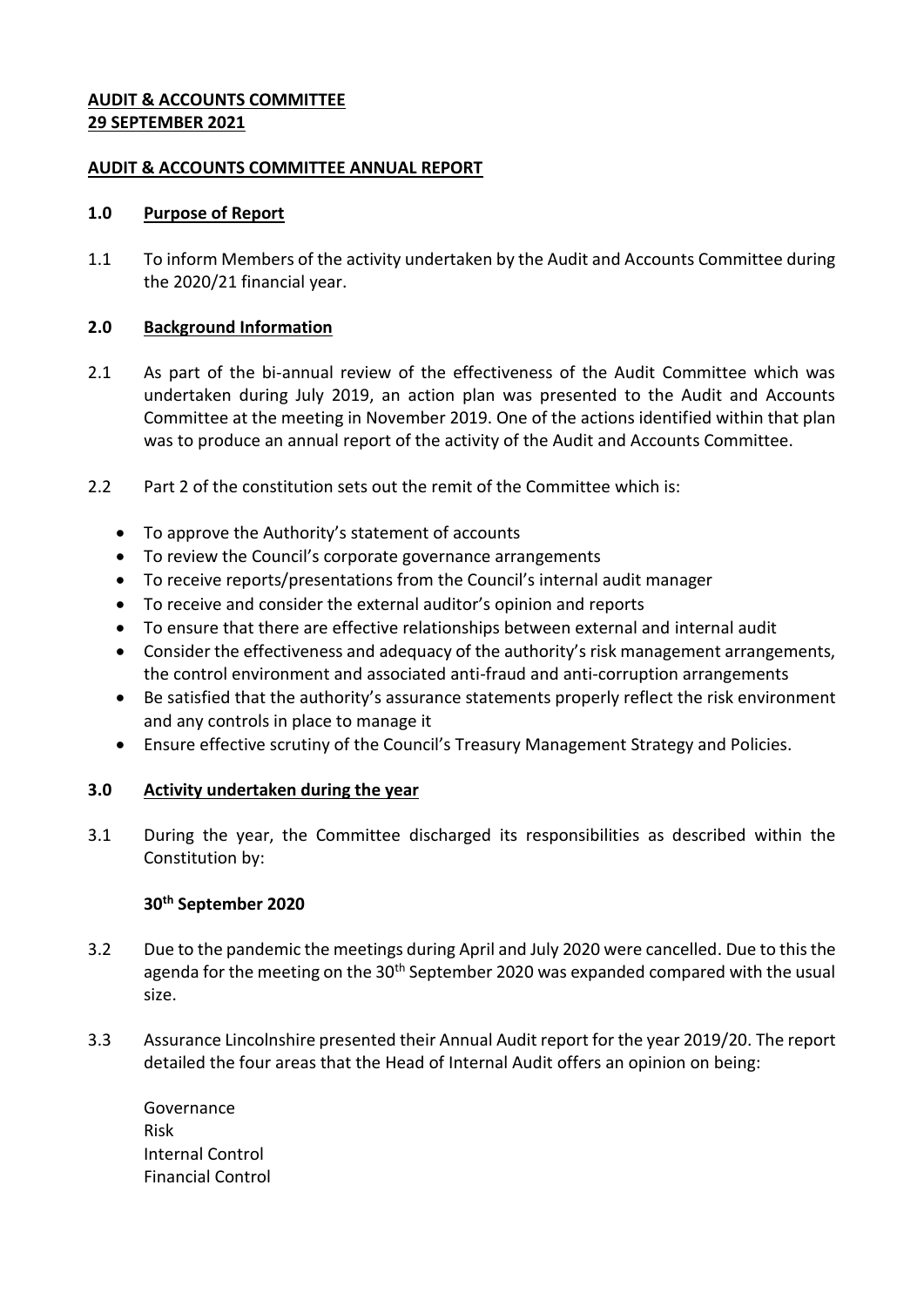**AUDIT & ACCOUNTS COMMITTEE**
**29 SEPTEMBER 2021**

**AUDIT & ACCOUNTS COMMITTEE ANNUAL REPORT**

## 1.0 Purpose of Report

1.1 To inform Members of the activity undertaken by the Audit and Accounts Committee during the 2020/21 financial year.

## 2.0 Background Information

2.1 As part of the bi-annual review of the effectiveness of the Audit Committee which was undertaken during July 2019, an action plan was presented to the Audit and Accounts Committee at the meeting in November 2019. One of the actions identified within that plan was to produce an annual report of the activity of the Audit and Accounts Committee.

2.2 Part 2 of the constitution sets out the remit of the Committee which is:

- To approve the Authority's statement of accounts
- To review the Council's corporate governance arrangements
- To receive reports/presentations from the Council's internal audit manager
- To receive and consider the external auditor's opinion and reports
- To ensure that there are effective relationships between external and internal audit
- Consider the effectiveness and adequacy of the authority's risk management arrangements, the control environment and associated anti-fraud and anti-corruption arrangements
- Be satisfied that the authority's assurance statements properly reflect the risk environment and any controls in place to manage it
- Ensure effective scrutiny of the Council's Treasury Management Strategy and Policies.

## 3.0 Activity undertaken during the year

3.1 During the year, the Committee discharged its responsibilities as described within the Constitution by:

**30th September 2020**

3.2 Due to the pandemic the meetings during April and July 2020 were cancelled. Due to this the agenda for the meeting on the 30th September 2020 was expanded compared with the usual size.

3.3 Assurance Lincolnshire presented their Annual Audit report for the year 2019/20. The report detailed the four areas that the Head of Internal Audit offers an opinion on being:

Governance
Risk
Internal Control
Financial Control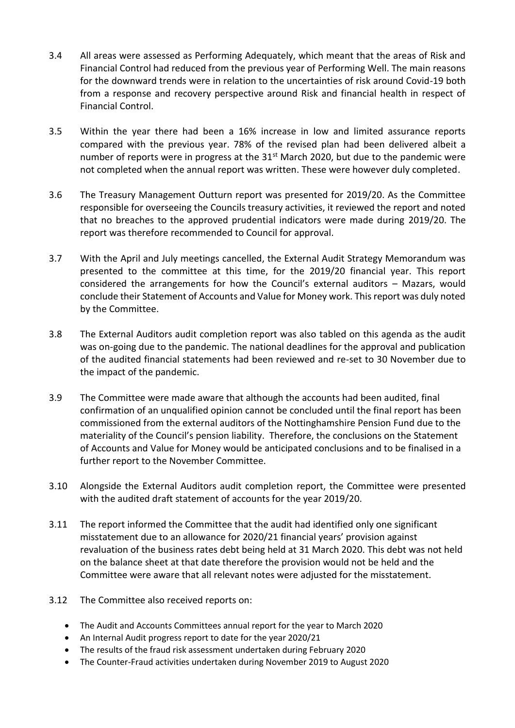3.4 All areas were assessed as Performing Adequately, which meant that the areas of Risk and Financial Control had reduced from the previous year of Performing Well. The main reasons for the downward trends were in relation to the uncertainties of risk around Covid-19 both from a response and recovery perspective around Risk and financial health in respect of Financial Control.

3.5 Within the year there had been a 16% increase in low and limited assurance reports compared with the previous year. 78% of the revised plan had been delivered albeit a number of reports were in progress at the 31st March 2020, but due to the pandemic were not completed when the annual report was written. These were however duly completed.

3.6 The Treasury Management Outturn report was presented for 2019/20. As the Committee responsible for overseeing the Councils treasury activities, it reviewed the report and noted that no breaches to the approved prudential indicators were made during 2019/20. The report was therefore recommended to Council for approval.

3.7 With the April and July meetings cancelled, the External Audit Strategy Memorandum was presented to the committee at this time, for the 2019/20 financial year. This report considered the arrangements for how the Council's external auditors – Mazars, would conclude their Statement of Accounts and Value for Money work. This report was duly noted by the Committee.

3.8 The External Auditors audit completion report was also tabled on this agenda as the audit was on-going due to the pandemic. The national deadlines for the approval and publication of the audited financial statements had been reviewed and re-set to 30 November due to the impact of the pandemic.

3.9 The Committee were made aware that although the accounts had been audited, final confirmation of an unqualified opinion cannot be concluded until the final report has been commissioned from the external auditors of the Nottinghamshire Pension Fund due to the materiality of the Council's pension liability. Therefore, the conclusions on the Statement of Accounts and Value for Money would be anticipated conclusions and to be finalised in a further report to the November Committee.

3.10 Alongside the External Auditors audit completion report, the Committee were presented with the audited draft statement of accounts for the year 2019/20.

3.11 The report informed the Committee that the audit had identified only one significant misstatement due to an allowance for 2020/21 financial years' provision against revaluation of the business rates debt being held at 31 March 2020. This debt was not held on the balance sheet at that date therefore the provision would not be held and the Committee were aware that all relevant notes were adjusted for the misstatement.

3.12 The Committee also received reports on:

- The Audit and Accounts Committees annual report for the year to March 2020
- An Internal Audit progress report to date for the year 2020/21
- The results of the fraud risk assessment undertaken during February 2020
- The Counter-Fraud activities undertaken during November 2019 to August 2020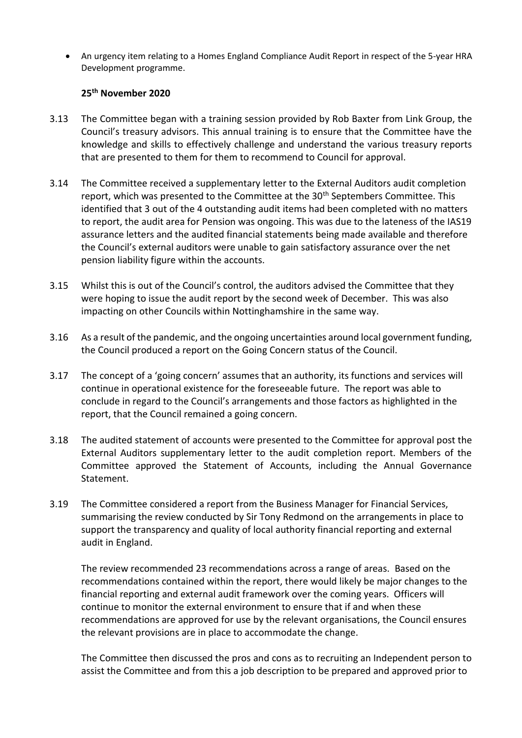- An urgency item relating to a Homes England Compliance Audit Report in respect of the 5-year HRA Development programme.

**25th November 2020**

3.13 The Committee began with a training session provided by Rob Baxter from Link Group, the Council's treasury advisors. This annual training is to ensure that the Committee have the knowledge and skills to effectively challenge and understand the various treasury reports that are presented to them for them to recommend to Council for approval.

3.14 The Committee received a supplementary letter to the External Auditors audit completion report, which was presented to the Committee at the 30th Septembers Committee. This identified that 3 out of the 4 outstanding audit items had been completed with no matters to report, the audit area for Pension was ongoing. This was due to the lateness of the IAS19 assurance letters and the audited financial statements being made available and therefore the Council's external auditors were unable to gain satisfactory assurance over the net pension liability figure within the accounts.

3.15 Whilst this is out of the Council's control, the auditors advised the Committee that they were hoping to issue the audit report by the second week of December. This was also impacting on other Councils within Nottinghamshire in the same way.

3.16 As a result of the pandemic, and the ongoing uncertainties around local government funding, the Council produced a report on the Going Concern status of the Council.

3.17 The concept of a 'going concern' assumes that an authority, its functions and services will continue in operational existence for the foreseeable future. The report was able to conclude in regard to the Council's arrangements and those factors as highlighted in the report, that the Council remained a going concern.

3.18 The audited statement of accounts were presented to the Committee for approval post the External Auditors supplementary letter to the audit completion report. Members of the Committee approved the Statement of Accounts, including the Annual Governance Statement.

3.19 The Committee considered a report from the Business Manager for Financial Services, summarising the review conducted by Sir Tony Redmond on the arrangements in place to support the transparency and quality of local authority financial reporting and external audit in England.

The review recommended 23 recommendations across a range of areas. Based on the recommendations contained within the report, there would likely be major changes to the financial reporting and external audit framework over the coming years. Officers will continue to monitor the external environment to ensure that if and when these recommendations are approved for use by the relevant organisations, the Council ensures the relevant provisions are in place to accommodate the change.

The Committee then discussed the pros and cons as to recruiting an Independent person to assist the Committee and from this a job description to be prepared and approved prior to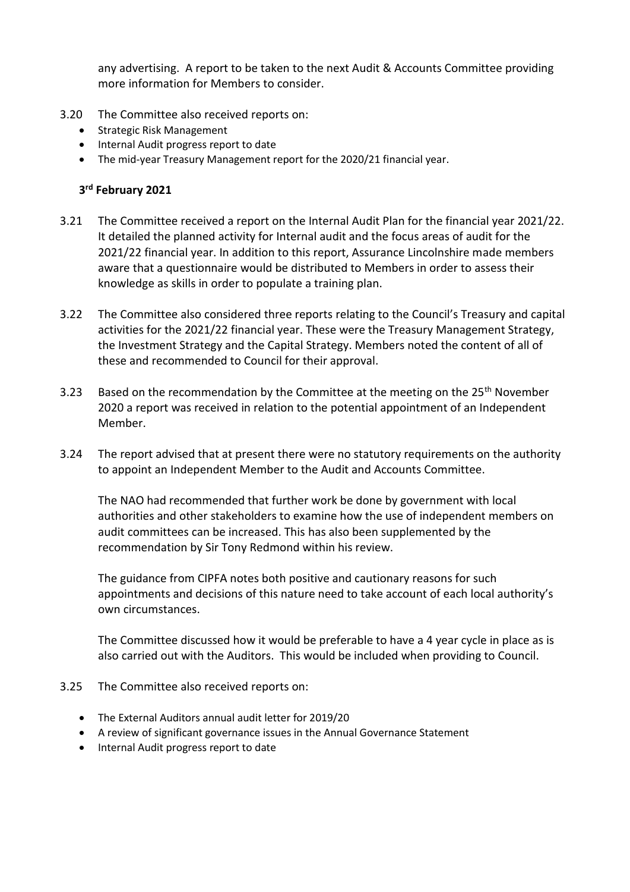any advertising. A report to be taken to the next Audit & Accounts Committee providing more information for Members to consider.

3.20 The Committee also received reports on:

- Strategic Risk Management
- Internal Audit progress report to date
- The mid-year Treasury Management report for the 2020/21 financial year.

**3rd February 2021**

3.21 The Committee received a report on the Internal Audit Plan for the financial year 2021/22. It detailed the planned activity for Internal audit and the focus areas of audit for the 2021/22 financial year. In addition to this report, Assurance Lincolnshire made members aware that a questionnaire would be distributed to Members in order to assess their knowledge as skills in order to populate a training plan.

3.22 The Committee also considered three reports relating to the Council's Treasury and capital activities for the 2021/22 financial year. These were the Treasury Management Strategy, the Investment Strategy and the Capital Strategy. Members noted the content of all of these and recommended to Council for their approval.

3.23 Based on the recommendation by the Committee at the meeting on the 25th November 2020 a report was received in relation to the potential appointment of an Independent Member.

3.24 The report advised that at present there were no statutory requirements on the authority to appoint an Independent Member to the Audit and Accounts Committee.

The NAO had recommended that further work be done by government with local authorities and other stakeholders to examine how the use of independent members on audit committees can be increased. This has also been supplemented by the recommendation by Sir Tony Redmond within his review.

The guidance from CIPFA notes both positive and cautionary reasons for such appointments and decisions of this nature need to take account of each local authority's own circumstances.

The Committee discussed how it would be preferable to have a 4 year cycle in place as is also carried out with the Auditors. This would be included when providing to Council.

3.25 The Committee also received reports on:

- The External Auditors annual audit letter for 2019/20
- A review of significant governance issues in the Annual Governance Statement
- Internal Audit progress report to date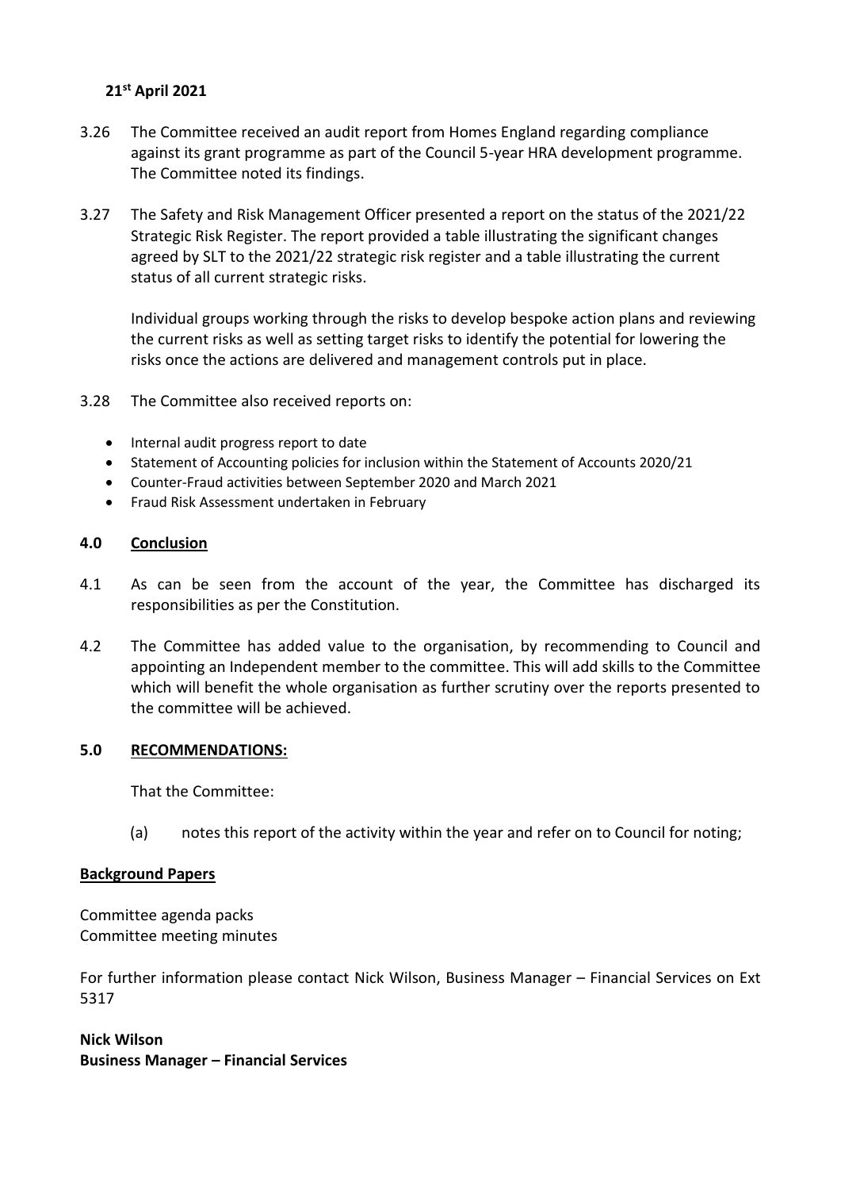**21st April 2021**

3.26 The Committee received an audit report from Homes England regarding compliance against its grant programme as part of the Council 5-year HRA development programme. The Committee noted its findings.

3.27 The Safety and Risk Management Officer presented a report on the status of the 2021/22 Strategic Risk Register. The report provided a table illustrating the significant changes agreed by SLT to the 2021/22 strategic risk register and a table illustrating the current status of all current strategic risks.

Individual groups working through the risks to develop bespoke action plans and reviewing the current risks as well as setting target risks to identify the potential for lowering the risks once the actions are delivered and management controls put in place.

3.28 The Committee also received reports on:

- Internal audit progress report to date
- Statement of Accounting policies for inclusion within the Statement of Accounts 2020/21
- Counter-Fraud activities between September 2020 and March 2021
- Fraud Risk Assessment undertaken in February

## 4.0 Conclusion

4.1 As can be seen from the account of the year, the Committee has discharged its responsibilities as per the Constitution.

4.2 The Committee has added value to the organisation, by recommending to Council and appointing an Independent member to the committee. This will add skills to the Committee which will benefit the whole organisation as further scrutiny over the reports presented to the committee will be achieved.

## 5.0 RECOMMENDATIONS:

That the Committee:

(a) notes this report of the activity within the year and refer on to Council for noting;

**Background Papers**

Committee agenda packs
Committee meeting minutes

For further information please contact Nick Wilson, Business Manager – Financial Services on Ext 5317

**Nick Wilson**
**Business Manager – Financial Services**